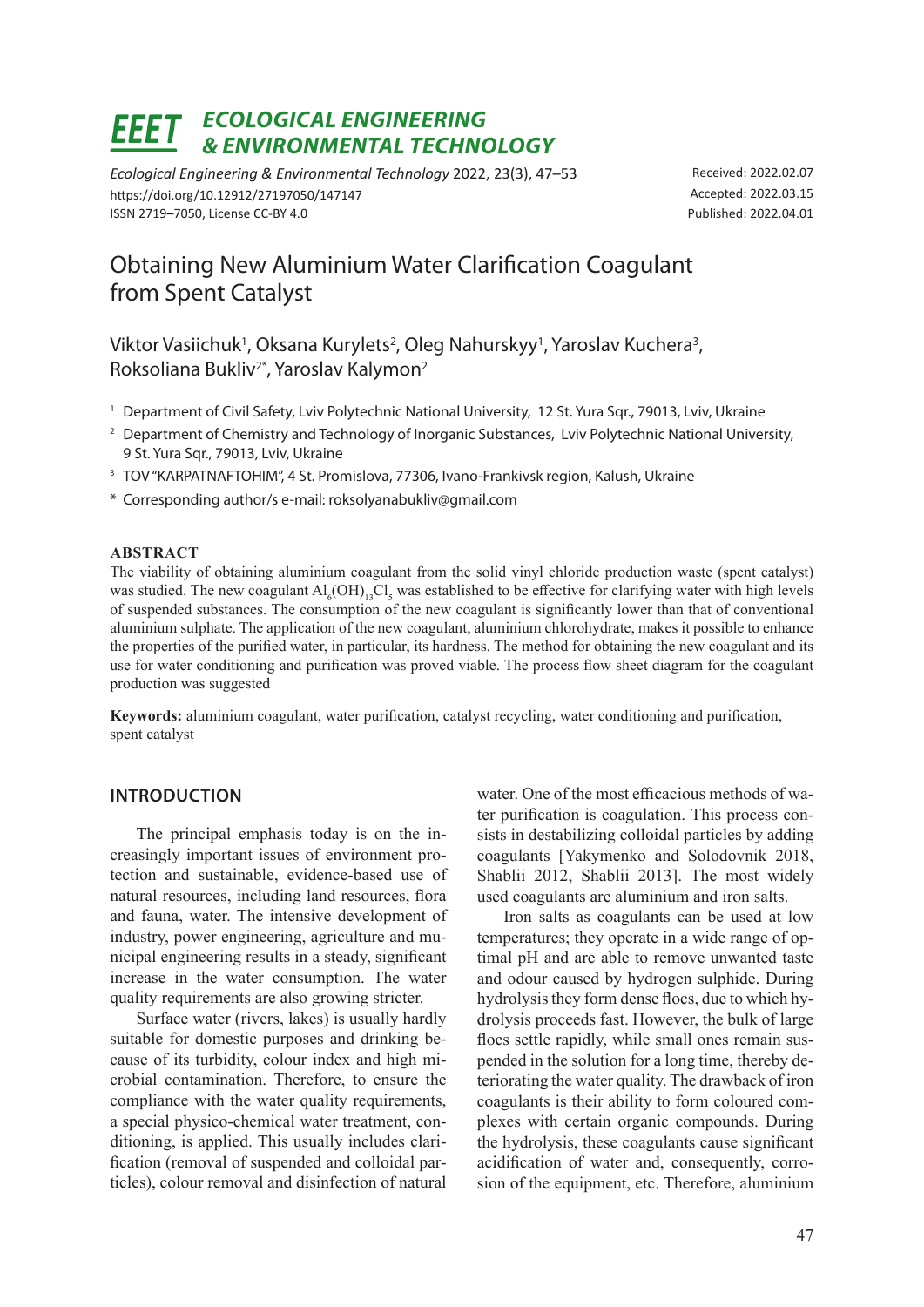# ECOLOGICAL ENGINEERING & ENVIRONMENTAL TECHNOLOGY

*Ecological Engineering & Environmental Technology* 2022, 23(3), 47–53
https://doi.org/10.12912/27197050/147147
ISSN 2719–7050, License CC-BY 4.0

Received: 2022.02.07
Accepted: 2022.03.15
Published: 2022.04.01

# Obtaining New Aluminium Water Clarification Coagulant from Spent Catalyst

Viktor Vasiichuk[1], Oksana Kurylets[2], Oleg Nahurskyy[1], Yaroslav Kuchera[3], Roksoliana Bukliv[2*], Yaroslav Kalymon[2]

[1] Department of Civil Safety, Lviv Polytechnic National University, 12 St. Yura Sqr., 79013, Lviv, Ukraine
[2] Department of Chemistry and Technology of Inorganic Substances, Lviv Polytechnic National University, 9 St. Yura Sqr., 79013, Lviv, Ukraine
[3] TOV "KARPATNAFTOHIM", 4 St. Promislova, 77306, Ivano-Frankivsk region, Kalush, Ukraine
* Corresponding author/s e-mail: roksolyanabukliv@gmail.com

## ABSTRACT

The viability of obtaining aluminium coagulant from the solid vinyl chloride production waste (spent catalyst) was studied. The new coagulant $Al_6(OH)_{13}Cl_5$ was established to be effective for clarifying water with high levels of suspended substances. The consumption of the new coagulant is significantly lower than that of conventional aluminium sulphate. The application of the new coagulant, aluminium chlorohydrate, makes it possible to enhance the properties of the purified water, in particular, its hardness. The method for obtaining the new coagulant and its use for water conditioning and purification was proved viable. The process flow sheet diagram for the coagulant production was suggested

**Keywords:** aluminium coagulant, water purification, catalyst recycling, water conditioning and purification, spent catalyst

## INTRODUCTION

The principal emphasis today is on the increasingly important issues of environment protection and sustainable, evidence-based use of natural resources, including land resources, flora and fauna, water. The intensive development of industry, power engineering, agriculture and municipal engineering results in a steady, significant increase in the water consumption. The water quality requirements are also growing stricter.

Surface water (rivers, lakes) is usually hardly suitable for domestic purposes and drinking because of its turbidity, colour index and high microbial contamination. Therefore, to ensure the compliance with the water quality requirements, a special physico-chemical water treatment, conditioning, is applied. This usually includes clarification (removal of suspended and colloidal particles), colour removal and disinfection of natural water. One of the most efficacious methods of water purification is coagulation. This process consists in destabilizing colloidal particles by adding coagulants [Yakymenko and Solodovnik 2018, Shablii 2012, Shablii 2013]. The most widely used coagulants are aluminium and iron salts.

Iron salts as coagulants can be used at low temperatures; they operate in a wide range of optimal pH and are able to remove unwanted taste and odour caused by hydrogen sulphide. During hydrolysis they form dense flocs, due to which hydrolysis proceeds fast. However, the bulk of large flocs settle rapidly, while small ones remain suspended in the solution for a long time, thereby deteriorating the water quality. The drawback of iron coagulants is their ability to form coloured complexes with certain organic compounds. During the hydrolysis, these coagulants cause significant acidification of water and, consequently, corrosion of the equipment, etc. Therefore, aluminium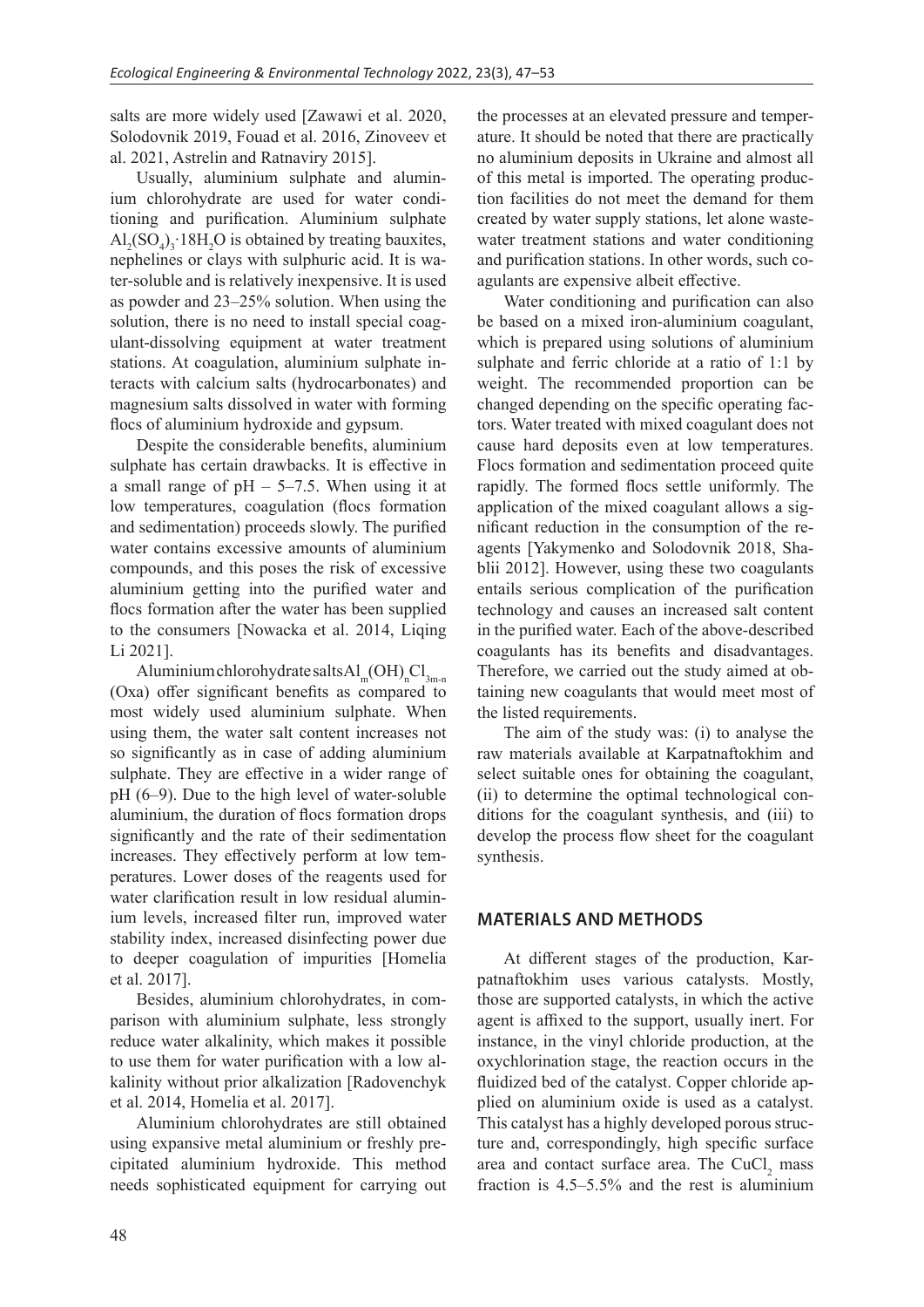salts are more widely used [Zawawi et al. 2020, Solodovnik 2019, Fouad et al. 2016, Zinoveev et al. 2021, Astrelin and Ratnaviry 2015].

Usually, aluminium sulphate and aluminium chlorohydrate are used for water conditioning and purification. Aluminium sulphate $Al_2(SO_4)_3{\cdot}18H_2O$ is obtained by treating bauxites, nephelines or clays with sulphuric acid. It is water-soluble and is relatively inexpensive. It is used as powder and 23–25% solution. When using the solution, there is no need to install special coagulant-dissolving equipment at water treatment stations. At coagulation, aluminium sulphate interacts with calcium salts (hydrocarbonates) and magnesium salts dissolved in water with forming flocs of aluminium hydroxide and gypsum.

Despite the considerable benefits, aluminium sulphate has certain drawbacks. It is effective in a small range of pH – 5–7.5. When using it at low temperatures, coagulation (flocs formation and sedimentation) proceeds slowly. The purified water contains excessive amounts of aluminium compounds, and this poses the risk of excessive aluminium getting into the purified water and flocs formation after the water has been supplied to the consumers [Nowacka et al. 2014, Liqing Li 2021].

Aluminium chlorohydrate salts $Al_m(OH)_nCl_{3m-n}$ (Oxa) offer significant benefits as compared to most widely used aluminium sulphate. When using them, the water salt content increases not so significantly as in case of adding aluminium sulphate. They are effective in a wider range of pH (6–9). Due to the high level of water-soluble aluminium, the duration of flocs formation drops significantly and the rate of their sedimentation increases. They effectively perform at low temperatures. Lower doses of the reagents used for water clarification result in low residual aluminium levels, increased filter run, improved water stability index, increased disinfecting power due to deeper coagulation of impurities [Homelia et al. 2017].

Besides, aluminium chlorohydrates, in comparison with aluminium sulphate, less strongly reduce water alkalinity, which makes it possible to use them for water purification with a low alkalinity without prior alkalization [Radovenchyk et al. 2014, Homelia et al. 2017].

Aluminium chlorohydrates are still obtained using expansive metal aluminium or freshly precipitated aluminium hydroxide. This method needs sophisticated equipment for carrying out the processes at an elevated pressure and temperature. It should be noted that there are practically no aluminium deposits in Ukraine and almost all of this metal is imported. The operating production facilities do not meet the demand for them created by water supply stations, let alone wastewater treatment stations and water conditioning and purification stations. In other words, such coagulants are expensive albeit effective.

Water conditioning and purification can also be based on a mixed iron-aluminium coagulant, which is prepared using solutions of aluminium sulphate and ferric chloride at a ratio of 1:1 by weight. The recommended proportion can be changed depending on the specific operating factors. Water treated with mixed coagulant does not cause hard deposits even at low temperatures. Flocs formation and sedimentation proceed quite rapidly. The formed flocs settle uniformly. The application of the mixed coagulant allows a significant reduction in the consumption of the reagents [Yakymenko and Solodovnik 2018, Shablii 2012]. However, using these two coagulants entails serious complication of the purification technology and causes an increased salt content in the purified water. Each of the above-described coagulants has its benefits and disadvantages. Therefore, we carried out the study aimed at obtaining new coagulants that would meet most of the listed requirements.

The aim of the study was: (i) to analyse the raw materials available at Karpatnaftokhim and select suitable ones for obtaining the coagulant, (ii) to determine the optimal technological conditions for the coagulant synthesis, and (iii) to develop the process flow sheet for the coagulant synthesis.

## MATERIALS AND METHODS

At different stages of the production, Karpatnaftokhim uses various catalysts. Mostly, those are supported catalysts, in which the active agent is affixed to the support, usually inert. For instance, in the vinyl chloride production, at the oxychlorination stage, the reaction occurs in the fluidized bed of the catalyst. Copper chloride applied on aluminium oxide is used as a catalyst. This catalyst has a highly developed porous structure and, correspondingly, high specific surface area and contact surface area. The $CuCl_2$ mass fraction is 4.5–5.5% and the rest is aluminium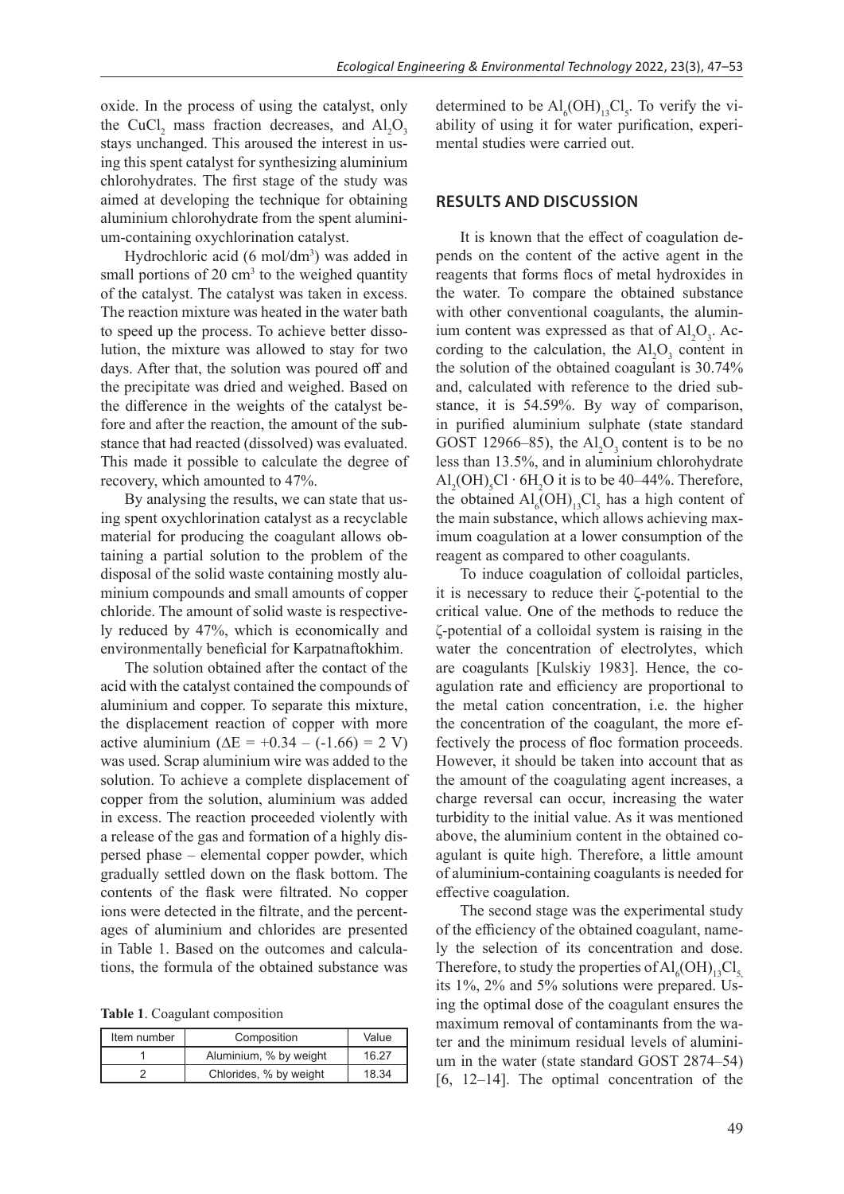oxide. In the process of using the catalyst, only the $CuCl_2$ mass fraction decreases, and $Al_2O_3$ stays unchanged. This aroused the interest in using this spent catalyst for synthesizing aluminium chlorohydrates. The first stage of the study was aimed at developing the technique for obtaining aluminium chlorohydrate from the spent aluminium-containing oxychlorination catalyst.

Hydrochloric acid (6 mol/dm$^3$) was added in small portions of 20 cm$^3$ to the weighed quantity of the catalyst. The catalyst was taken in excess. The reaction mixture was heated in the water bath to speed up the process. To achieve better dissolution, the mixture was allowed to stay for two days. After that, the solution was poured off and the precipitate was dried and weighed. Based on the difference in the weights of the catalyst before and after the reaction, the amount of the substance that had reacted (dissolved) was evaluated. This made it possible to calculate the degree of recovery, which amounted to 47%.

By analysing the results, we can state that using spent oxychlorination catalyst as a recyclable material for producing the coagulant allows obtaining a partial solution to the problem of the disposal of the solid waste containing mostly aluminium compounds and small amounts of copper chloride. The amount of solid waste is respectively reduced by 47%, which is economically and environmentally beneficial for Karpatnaftokhim.

The solution obtained after the contact of the acid with the catalyst contained the compounds of aluminium and copper. To separate this mixture, the displacement reaction of copper with more active aluminium ($\Delta E = +0.34 - (-1.66) = 2$ V) was used. Scrap aluminium wire was added to the solution. To achieve a complete displacement of copper from the solution, aluminium was added in excess. The reaction proceeded violently with a release of the gas and formation of a highly dispersed phase – elemental copper powder, which gradually settled down on the flask bottom. The contents of the flask were filtrated. No copper ions were detected in the filtrate, and the percentages of aluminium and chlorides are presented in Table 1. Based on the outcomes and calculations, the formula of the obtained substance was determined to be $Al_6(OH)_{13}Cl_5$. To verify the viability of using it for water purification, experimental studies were carried out.

**Table 1**. Coagulant composition

| Item number | Composition | Value |
|---|---|---|
| 1 | Aluminium, % by weight | 16.27 |
| 2 | Chlorides, % by weight | 18.34 |

## RESULTS AND DISCUSSION

It is known that the effect of coagulation depends on the content of the active agent in the reagents that forms flocs of metal hydroxides in the water. To compare the obtained substance with other conventional coagulants, the aluminium content was expressed as that of $Al_2O_3$. According to the calculation, the $Al_2O_3$ content in the solution of the obtained coagulant is 30.74% and, calculated with reference to the dried substance, it is 54.59%. By way of comparison, in purified aluminium sulphate (state standard GOST 12966–85), the $Al_2O_3$ content is to be no less than 13.5%, and in aluminium chlorohydrate $Al_2(OH)_5Cl \cdot 6H_2O$ it is to be 40–44%. Therefore, the obtained $Al_6(OH)_{13}Cl_5$ has a high content of the main substance, which allows achieving maximum coagulation at a lower consumption of the reagent as compared to other coagulants.

To induce coagulation of colloidal particles, it is necessary to reduce their ζ-potential to the critical value. One of the methods to reduce the ζ-potential of a colloidal system is raising in the water the concentration of electrolytes, which are coagulants [Kulskiy 1983]. Hence, the coagulation rate and efficiency are proportional to the metal cation concentration, i.e. the higher the concentration of the coagulant, the more effectively the process of floc formation proceeds. However, it should be taken into account that as the amount of the coagulating agent increases, a charge reversal can occur, increasing the water turbidity to the initial value. As it was mentioned above, the aluminium content in the obtained coagulant is quite high. Therefore, a little amount of aluminium-containing coagulants is needed for effective coagulation.

The second stage was the experimental study of the efficiency of the obtained coagulant, namely the selection of its concentration and dose. Therefore, to study the properties of $Al_6(OH)_{13}Cl_5$, its 1%, 2% and 5% solutions were prepared. Using the optimal dose of the coagulant ensures the maximum removal of contaminants from the water and the minimum residual levels of aluminium in the water (state standard GOST 2874–54) [6, 12–14]. The optimal concentration of the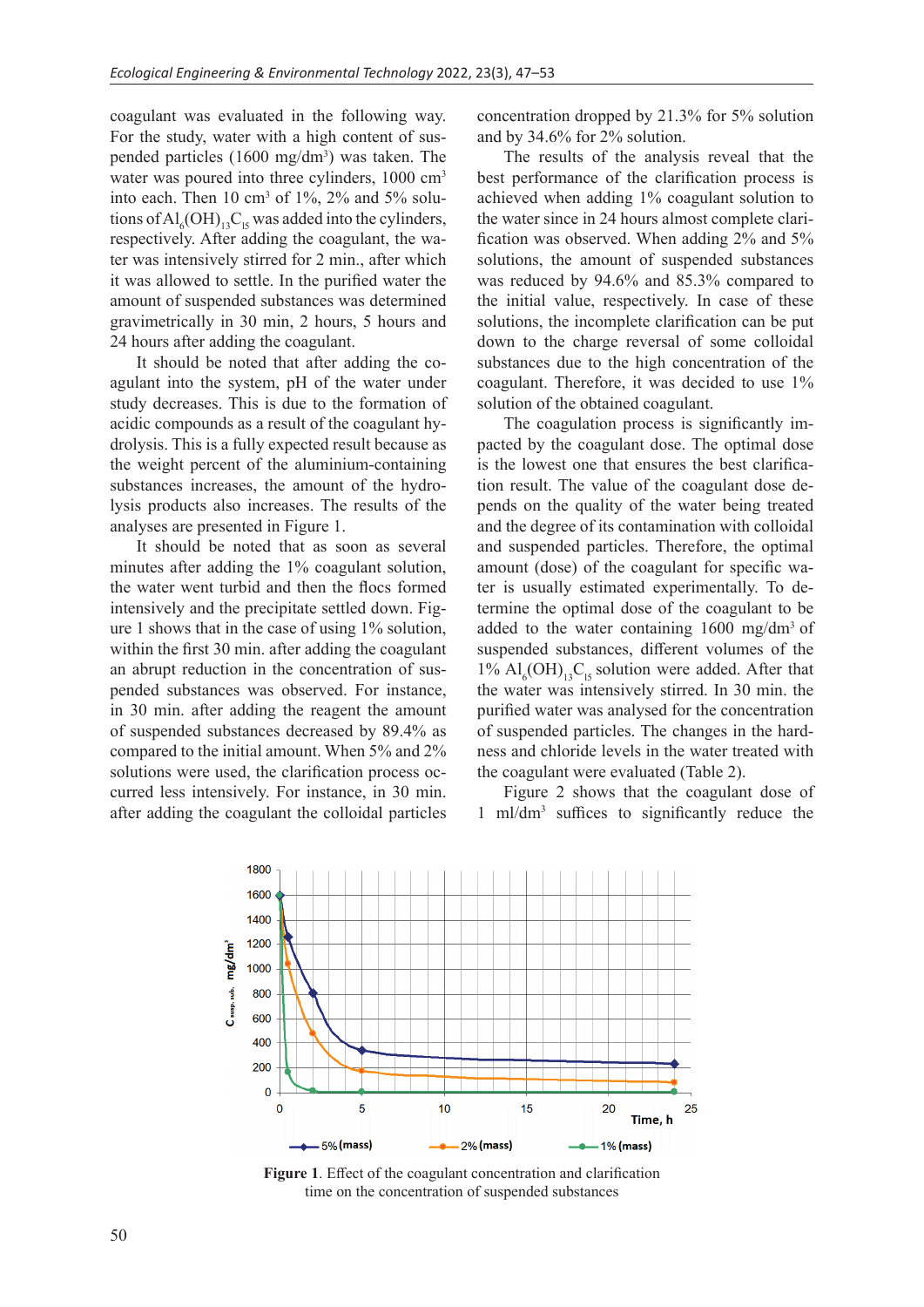coagulant was evaluated in the following way. For the study, water with a high content of suspended particles (1600 mg/dm$^3$) was taken. The water was poured into three cylinders, 1000 cm$^3$ into each. Then 10 cm$^3$ of 1%, 2% and 5% solutions of $Al_6(OH)_{13}C_{15}$ was added into the cylinders, respectively. After adding the coagulant, the water was intensively stirred for 2 min., after which it was allowed to settle. In the purified water the amount of suspended substances was determined gravimetrically in 30 min, 2 hours, 5 hours and 24 hours after adding the coagulant.

It should be noted that after adding the coagulant into the system, pH of the water under study decreases. This is due to the formation of acidic compounds as a result of the coagulant hydrolysis. This is a fully expected result because as the weight percent of the aluminium-containing substances increases, the amount of the hydrolysis products also increases. The results of the analyses are presented in Figure 1.

It should be noted that as soon as several minutes after adding the 1% coagulant solution, the water went turbid and then the flocs formed intensively and the precipitate settled down. Figure 1 shows that in the case of using 1% solution, within the first 30 min. after adding the coagulant an abrupt reduction in the concentration of suspended substances was observed. For instance, in 30 min. after adding the reagent the amount of suspended substances decreased by 89.4% as compared to the initial amount. When 5% and 2% solutions were used, the clarification process occurred less intensively. For instance, in 30 min. after adding the coagulant the colloidal particles concentration dropped by 21.3% for 5% solution and by 34.6% for 2% solution.

The results of the analysis reveal that the best performance of the clarification process is achieved when adding 1% coagulant solution to the water since in 24 hours almost complete clarification was observed. When adding 2% and 5% solutions, the amount of suspended substances was reduced by 94.6% and 85.3% compared to the initial value, respectively. In case of these solutions, the incomplete clarification can be put down to the charge reversal of some colloidal substances due to the high concentration of the coagulant. Therefore, it was decided to use 1% solution of the obtained coagulant.

The coagulation process is significantly impacted by the coagulant dose. The optimal dose is the lowest one that ensures the best clarification result. The value of the coagulant dose depends on the quality of the water being treated and the degree of its contamination with colloidal and suspended particles. Therefore, the optimal amount (dose) of the coagulant for specific water is usually estimated experimentally. To determine the optimal dose of the coagulant to be added to the water containing 1600 mg/dm$^3$ of suspended substances, different volumes of the 1% $Al_6(OH)_{13}C_{15}$ solution were added. After that the water was intensively stirred. In 30 min. the purified water was analysed for the concentration of suspended particles. The changes in the hardness and chloride levels in the water treated with the coagulant were evaluated (Table 2).

Figure 2 shows that the coagulant dose of 1 ml/dm$^3$ suffices to significantly reduce the

**Figure 1**. Effect of the coagulant concentration and clarification time on the concentration of suspended substances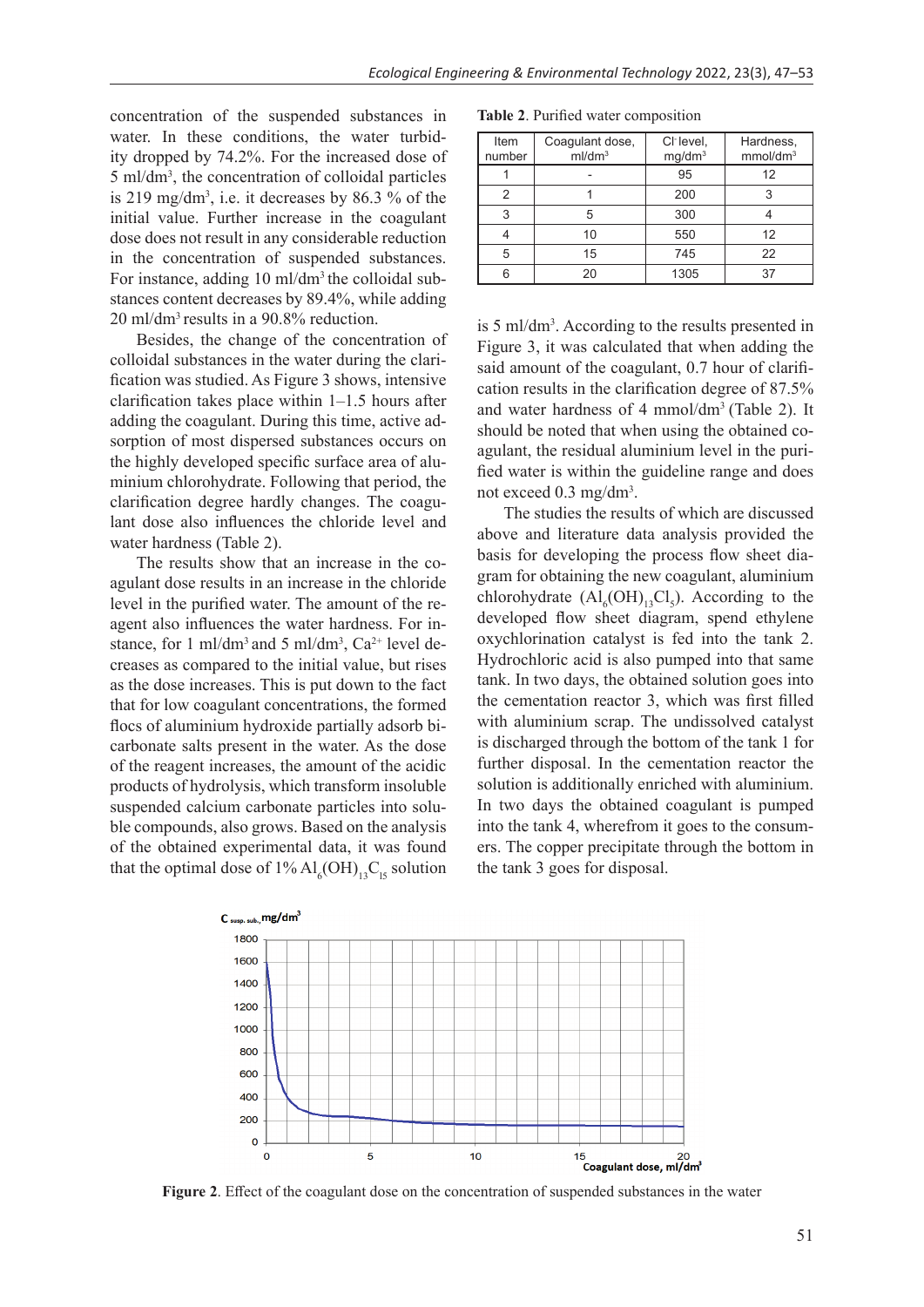concentration of the suspended substances in water. In these conditions, the water turbidity dropped by 74.2%. For the increased dose of 5 ml/dm$^3$, the concentration of colloidal particles is 219 mg/dm$^3$, i.e. it decreases by 86.3 % of the initial value. Further increase in the coagulant dose does not result in any considerable reduction in the concentration of suspended substances. For instance, adding 10 ml/dm$^3$ the colloidal substances content decreases by 89.4%, while adding 20 ml/dm$^3$ results in a 90.8% reduction.

Besides, the change of the concentration of colloidal substances in the water during the clarification was studied. As Figure 3 shows, intensive clarification takes place within 1–1.5 hours after adding the coagulant. During this time, active adsorption of most dispersed substances occurs on the highly developed specific surface area of aluminium chlorohydrate. Following that period, the clarification degree hardly changes. The coagulant dose also influences the chloride level and water hardness (Table 2).

The results show that an increase in the coagulant dose results in an increase in the chloride level in the purified water. The amount of the reagent also influences the water hardness. For instance, for 1 ml/dm$^3$ and 5 ml/dm$^3$, $Ca^{2+}$ level decreases as compared to the initial value, but rises as the dose increases. This is put down to the fact that for low coagulant concentrations, the formed flocs of aluminium hydroxide partially adsorb bicarbonate salts present in the water. As the dose of the reagent increases, the amount of the acidic products of hydrolysis, which transform insoluble suspended calcium carbonate particles into soluble compounds, also grows. Based on the analysis of the obtained experimental data, it was found that the optimal dose of 1% $Al_6(OH)_{13}C_{15}$ solution is 5 ml/dm$^3$. According to the results presented in Figure 3, it was calculated that when adding the said amount of the coagulant, 0.7 hour of clarification results in the clarification degree of 87.5% and water hardness of 4 mmol/dm$^3$ (Table 2). It should be noted that when using the obtained coagulant, the residual aluminium level in the purified water is within the guideline range and does not exceed 0.3 mg/dm$^3$.

**Table 2**. Purified water composition

| Item number | Coagulant dose, ml/dm$^3$ | $Cl^-$ level, mg/dm$^3$ | Hardness, mmol/dm$^3$ |
|---|---|---|---|
| 1 | - | 95 | 12 |
| 2 | 1 | 200 | 3 |
| 3 | 5 | 300 | 4 |
| 4 | 10 | 550 | 12 |
| 5 | 15 | 745 | 22 |
| 6 | 20 | 1305 | 37 |

The studies the results of which are discussed above and literature data analysis provided the basis for developing the process flow sheet diagram for obtaining the new coagulant, aluminium chlorohydrate ($Al_6(OH)_{13}Cl_5$). According to the developed flow sheet diagram, spend ethylene oxychlorination catalyst is fed into the tank 2. Hydrochloric acid is also pumped into that same tank. In two days, the obtained solution goes into the cementation reactor 3, which was first filled with aluminium scrap. The undissolved catalyst is discharged through the bottom of the tank 1 for further disposal. In the cementation reactor the solution is additionally enriched with aluminium. In two days the obtained coagulant is pumped into the tank 4, wherefrom it goes to the consumers. The copper precipitate through the bottom in the tank 3 goes for disposal.

**Figure 2**. Effect of the coagulant dose on the concentration of suspended substances in the water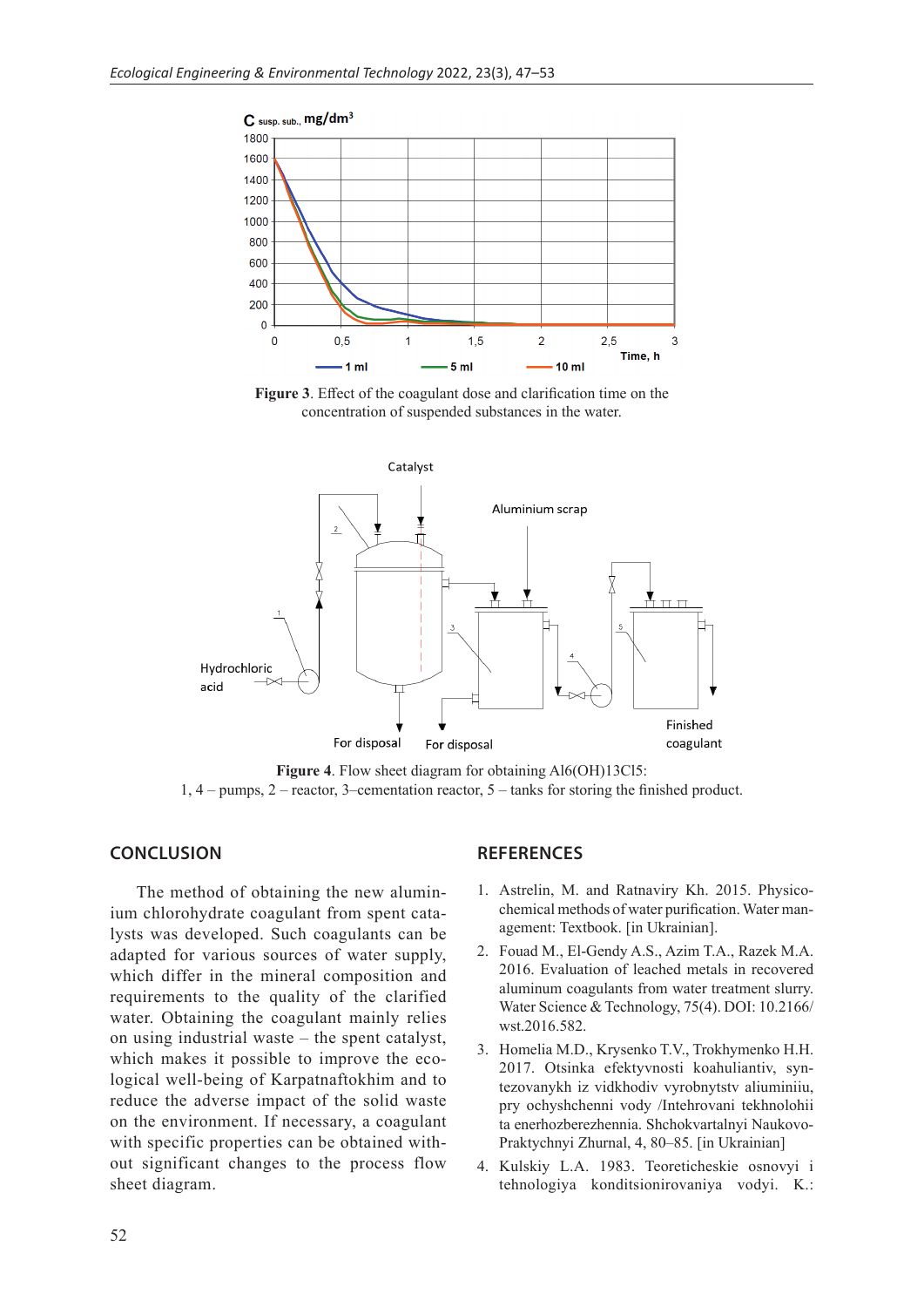Figure 3. Effect of the coagulant dose and clarification time on the concentration of suspended substances in the water.

Figure 4. Flow sheet diagram for obtaining $Al_6(OH)_{13}Cl_5$:
1, 4 – pumps, 2 – reactor, 3–cementation reactor, 5 – tanks for storing the finished product.

## CONCLUSION

The method of obtaining the new aluminium chlorohydrate coagulant from spent catalysts was developed. Such coagulants can be adapted for various sources of water supply, which differ in the mineral composition and requirements to the quality of the clarified water. Obtaining the coagulant mainly relies on using industrial waste – the spent catalyst, which makes it possible to improve the ecological well-being of Karpatnaftokhim and to reduce the adverse impact of the solid waste on the environment. If necessary, a coagulant with specific properties can be obtained without significant changes to the process flow sheet diagram.

## REFERENCES

1. Astrelin, M. and Ratnaviry Kh. 2015. Physicochemical methods of water purification. Water management: Textbook. [in Ukrainian].
2. Fouad M., El-Gendy A.S., Azim T.A., Razek M.A. 2016. Evaluation of leached metals in recovered aluminum coagulants from water treatment slurry. Water Science & Technology, 75(4). DOI: 10.2166/wst.2016.582.
3. Homelia M.D., Krysenko T.V., Trokhymenko H.H. 2017. Otsinka efektyvnosti koahuliantiv, syntezovanykh iz vidkhodiv vyrobnytstv aliuminiiu, pry ochyshchenni vody /Intehrovani tekhnolohii ta enerhozberezhennia. Shchokvartalnyi Naukovo-Praktychnyi Zhurnal, 4, 80–85. [in Ukrainian]
4. Kulskiy L.A. 1983. Teoreticheskie osnovyi i tehnologiya konditsionirovaniya vodyi. K.: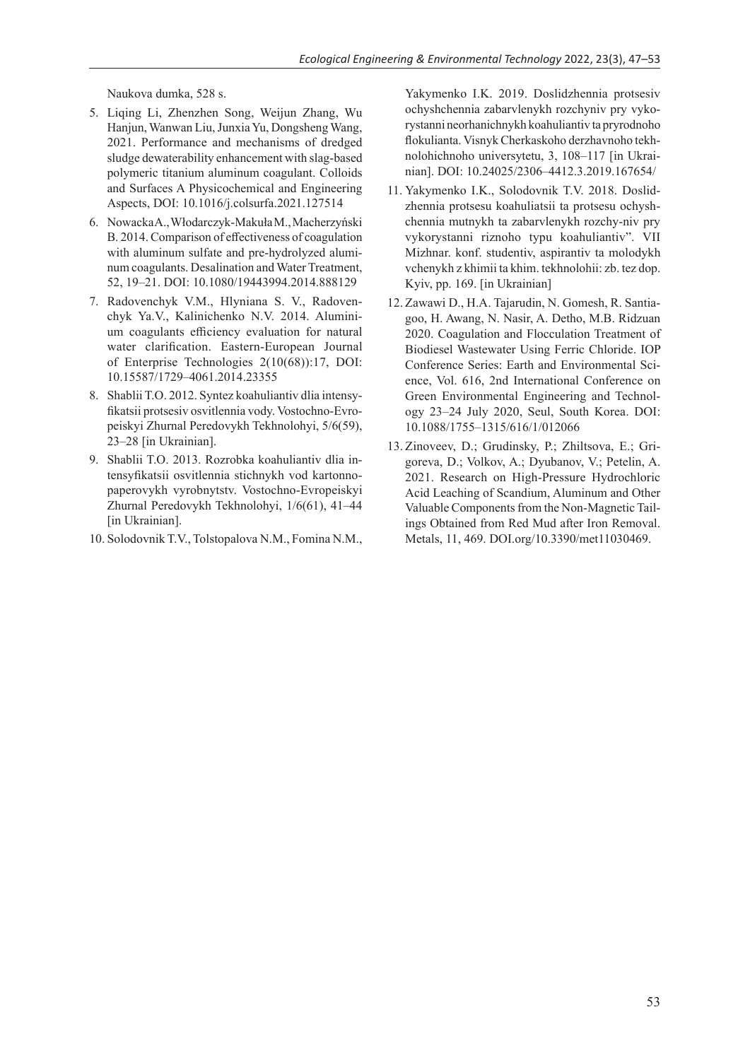Naukova dumka, 528 s.

5. Liqing Li, Zhenzhen Song, Weijun Zhang, Wu Hanjun, Wanwan Liu, Junxia Yu, Dongsheng Wang, 2021. Performance and mechanisms of dredged sludge dewaterability enhancement with slag-based polymeric titanium aluminum coagulant. Colloids and Surfaces A Physicochemical and Engineering Aspects, DOI: 10.1016/j.colsurfa.2021.127514
6. Nowacka A., Włodarczyk-Makuła M., Macherzyński B. 2014. Comparison of effectiveness of coagulation with aluminum sulfate and pre-hydrolyzed aluminum coagulants. Desalination and Water Treatment, 52, 19–21. DOI: 10.1080/19443994.2014.888129
7. Radovenchyk V.M., Hlyniana S. V., Radovenchyk Ya.V., Kalinichenko N.V. 2014. Aluminium coagulants efficiency evaluation for natural water clarification. Eastern-European Journal of Enterprise Technologies 2(10(68)):17, DOI: 10.15587/1729–4061.2014.23355
8. Shablii T.O. 2012. Syntez koahuliantiv dlia intensyfikatsii protsesiv osvitlennia vody. Vostochno-Evropeiskyi Zhurnal Peredovykh Tekhnolohyi, 5/6(59), 23–28 [in Ukrainian].
9. Shablii T.O. 2013. Rozrobka koahuliantiv dlia intensyfikatsii osvitlennia stichnykh vod kartonno-paperovykh vyrobnytstv. Vostochno-Evropeiskyi Zhurnal Peredovykh Tekhnolohyi, 1/6(61), 41–44 [in Ukrainian].
10. Solodovnik T.V., Tolstopalova N.M., Fomina N.M., Yakymenko I.K. 2019. Doslidzhennia protsesiv ochyshchennia zabarvlenykh rozchyniv pry vykorystanni neorhanichnykh koahuliantiv ta pryrodnoho flokulianta. Visnyk Cherkaskoho derzhavnoho tekhnolohichnoho universytetu, 3, 108–117 [in Ukrainian]. DOI: 10.24025/2306–4412.3.2019.167654/
11. Yakymenko I.K., Solodovnik T.V. 2018. Doslidzhennia protsesu koahuliatsii ta protsesu ochyshchennia mutnykh ta zabarvlenykh rozchy-niv pry vykorystanni riznoho typu koahuliantiv". VII Mizhnar. konf. studentiv, aspirantiv ta molodykh vchenykh z khimii ta khim. tekhnolohii: zb. tez dop. Kyiv, pp. 169. [in Ukrainian]
12. Zawawi D., H.A. Tajarudin, N. Gomesh, R. Santiagoo, H. Awang, N. Nasir, A. Detho, M.B. Ridzuan 2020. Coagulation and Flocculation Treatment of Biodiesel Wastewater Using Ferric Chloride. IOP Conference Series: Earth and Environmental Science, Vol. 616, 2nd International Conference on Green Environmental Engineering and Technology 23–24 July 2020, Seul, South Korea. DOI: 10.1088/1755–1315/616/1/012066
13. Zinoveev, D.; Grudinsky, P.; Zhiltsova, E.; Grigoreva, D.; Volkov, A.; Dyubanov, V.; Petelin, A. 2021. Research on High-Pressure Hydrochloric Acid Leaching of Scandium, Aluminum and Other Valuable Components from the Non-Magnetic Tailings Obtained from Red Mud after Iron Removal. Metals, 11, 469. DOI.org/10.3390/met11030469.